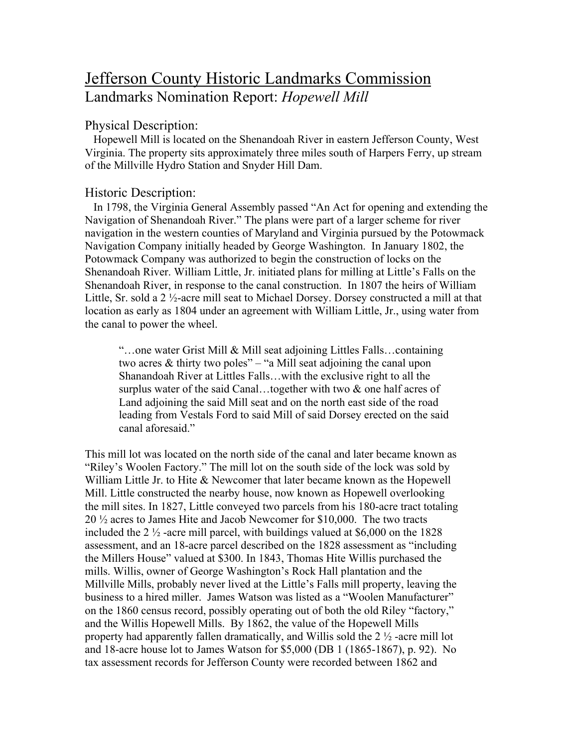// Jefferson County Historic Landmarks Commission

Landmarks Nomination Report: *Hopewell Mill*

## Physical Description:

Hopewell Mill is located on the Shenandoah River in eastern Jefferson County, West Virginia. The property sits approximately three miles south of Harpers Ferry, up stream of the Millville Hydro Station and Snyder Hill Dam.

## Historic Description:

In 1798, the Virginia General Assembly passed "An Act for opening and extending the Navigation of Shenandoah River." The plans were part of a larger scheme for river navigation in the western counties of Maryland and Virginia pursued by the Potowmack Navigation Company initially headed by George Washington. In January 1802, the Potowmack Company was authorized to begin the construction of locks on the Shenandoah River. William Little, Jr. initiated plans for milling at Little's Falls on the Shenandoah River, in response to the canal construction. In 1807 the heirs of William Little, Sr. sold a 2 ½-acre mill seat to Michael Dorsey. Dorsey constructed a mill at that location as early as 1804 under an agreement with William Little, Jr., using water from the canal to power the wheel.

> "…one water Grist Mill & Mill seat adjoining Littles Falls…containing two acres & thirty two poles" – "a Mill seat adjoining the canal upon Shanandoah River at Littles Falls…with the exclusive right to all the surplus water of the said Canal…together with two & one half acres of Land adjoining the said Mill seat and on the north east side of the road leading from Vestals Ford to said Mill of said Dorsey erected on the said canal aforesaid."

This mill lot was located on the north side of the canal and later became known as "Riley's Woolen Factory." The mill lot on the south side of the lock was sold by William Little Jr. to Hite & Newcomer that later became known as the Hopewell Mill. Little constructed the nearby house, now known as Hopewell overlooking the mill sites. In 1827, Little conveyed two parcels from his 180-acre tract totaling 20 ½ acres to James Hite and Jacob Newcomer for $10,000. The two tracts included the 2 ½ -acre mill parcel, with buildings valued at $6,000 on the 1828 assessment, and an 18-acre parcel described on the 1828 assessment as "including the Millers House" valued at $300. In 1843, Thomas Hite Willis purchased the mills. Willis, owner of George Washington's Rock Hall plantation and the Millville Mills, probably never lived at the Little's Falls mill property, leaving the business to a hired miller. James Watson was listed as a "Woolen Manufacturer" on the 1860 census record, possibly operating out of both the old Riley "factory," and the Willis Hopewell Mills. By 1862, the value of the Hopewell Mills property had apparently fallen dramatically, and Willis sold the 2 ½ -acre mill lot and 18-acre house lot to James Watson for $5,000 (DB 1 (1865-1867), p. 92). No tax assessment records for Jefferson County were recorded between 1862 and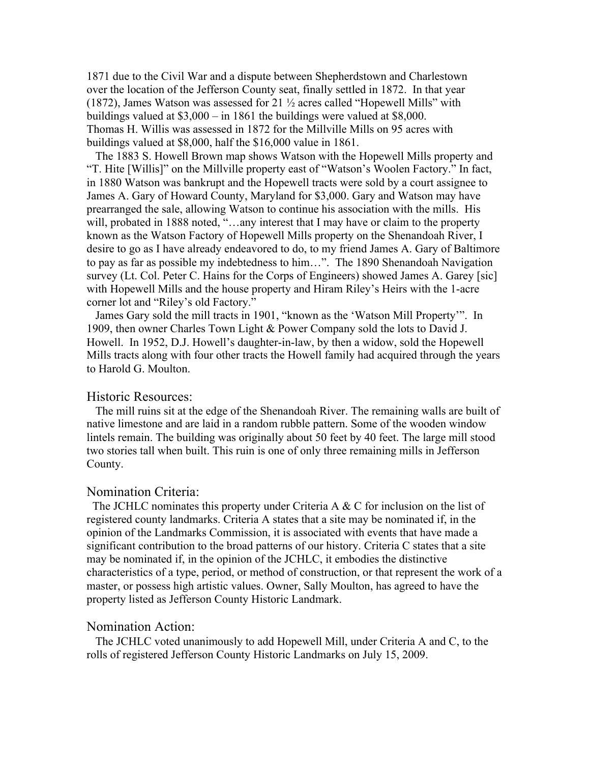1871 due to the Civil War and a dispute between Shepherdstown and Charlestown over the location of the Jefferson County seat, finally settled in 1872. In that year (1872), James Watson was assessed for 21 ½ acres called "Hopewell Mills" with buildings valued at $3,000 – in 1861 the buildings were valued at $8,000. Thomas H. Willis was assessed in 1872 for the Millville Mills on 95 acres with buildings valued at $8,000, half the $16,000 value in 1861.

The 1883 S. Howell Brown map shows Watson with the Hopewell Mills property and "T. Hite [Willis]" on the Millville property east of "Watson's Woolen Factory." In fact, in 1880 Watson was bankrupt and the Hopewell tracts were sold by a court assignee to James A. Gary of Howard County, Maryland for $3,000. Gary and Watson may have prearranged the sale, allowing Watson to continue his association with the mills. His will, probated in 1888 noted, "…any interest that I may have or claim to the property known as the Watson Factory of Hopewell Mills property on the Shenandoah River, I desire to go as I have already endeavored to do, to my friend James A. Gary of Baltimore to pay as far as possible my indebtedness to him…". The 1890 Shenandoah Navigation survey (Lt. Col. Peter C. Hains for the Corps of Engineers) showed James A. Garey [sic] with Hopewell Mills and the house property and Hiram Riley's Heirs with the 1-acre corner lot and "Riley's old Factory."

James Gary sold the mill tracts in 1901, "known as the 'Watson Mill Property'". In 1909, then owner Charles Town Light & Power Company sold the lots to David J. Howell. In 1952, D.J. Howell's daughter-in-law, by then a widow, sold the Hopewell Mills tracts along with four other tracts the Howell family had acquired through the years to Harold G. Moulton.

## Historic Resources:

The mill ruins sit at the edge of the Shenandoah River. The remaining walls are built of native limestone and are laid in a random rubble pattern. Some of the wooden window lintels remain. The building was originally about 50 feet by 40 feet. The large mill stood two stories tall when built. This ruin is one of only three remaining mills in Jefferson County.

## Nomination Criteria:

The JCHLC nominates this property under Criteria A & C for inclusion on the list of registered county landmarks. Criteria A states that a site may be nominated if, in the opinion of the Landmarks Commission, it is associated with events that have made a significant contribution to the broad patterns of our history. Criteria C states that a site may be nominated if, in the opinion of the JCHLC, it embodies the distinctive characteristics of a type, period, or method of construction, or that represent the work of a master, or possess high artistic values. Owner, Sally Moulton, has agreed to have the property listed as Jefferson County Historic Landmark.

## Nomination Action:

The JCHLC voted unanimously to add Hopewell Mill, under Criteria A and C, to the rolls of registered Jefferson County Historic Landmarks on July 15, 2009.